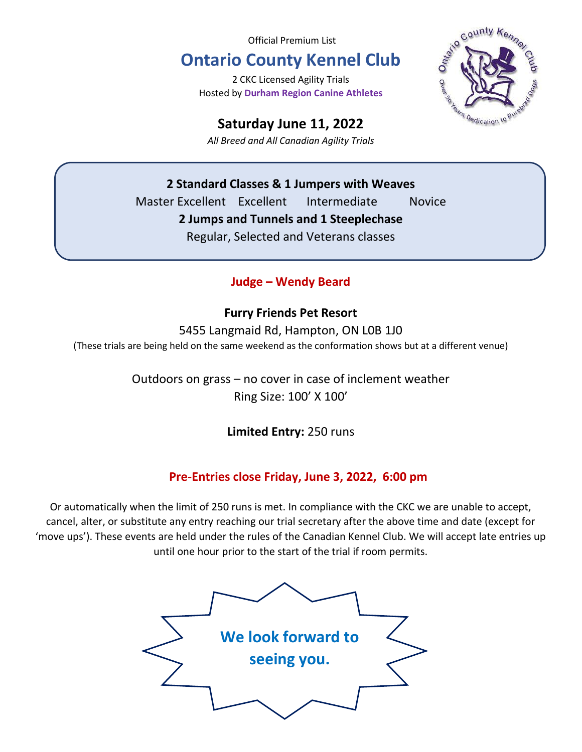Official Premium List

# Ontario County Kennel Club

2 CKC Licensed Agility Trials
Hosted by **Durham Region Canine Athletes**

## Saturday June 11, 2022

*All Breed and All Canadian Agility Trials*

**2 Standard Classes & 1 Jumpers with Weaves**

Master Excellent Excellent Intermediate Novice

**2 Jumps and Tunnels and 1 Steeplechase**

Regular, Selected and Veterans classes

**Judge – Wendy Beard**

**Furry Friends Pet Resort**

5455 Langmaid Rd, Hampton, ON L0B 1J0

(These trials are being held on the same weekend as the conformation shows but at a different venue)

Outdoors on grass – no cover in case of inclement weather
Ring Size: 100' X 100'

**Limited Entry:** 250 runs

**Pre-Entries close Friday, June 3, 2022, 6:00 pm**

Or automatically when the limit of 250 runs is met. In compliance with the CKC we are unable to accept, cancel, alter, or substitute any entry reaching our trial secretary after the above time and date (except for 'move ups'). These events are held under the rules of the Canadian Kennel Club. We will accept late entries up until one hour prior to the start of the trial if room permits.

**We look forward to seeing you.**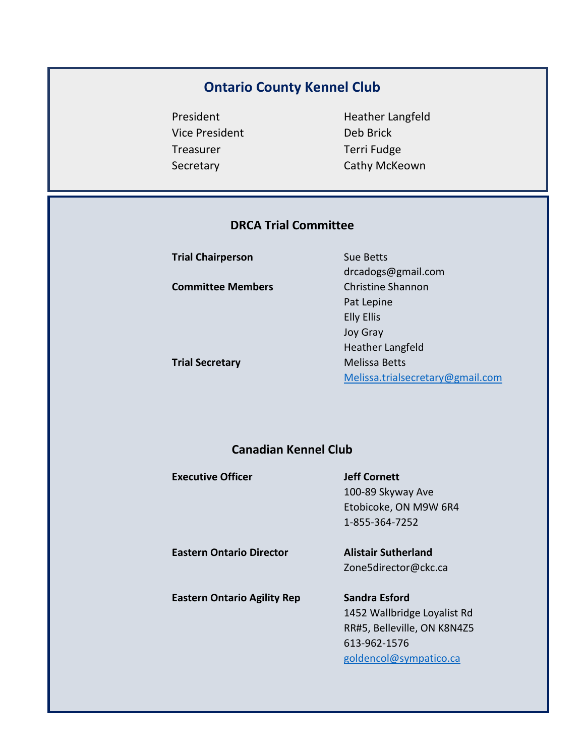## Ontario County Kennel Club

| | |
|---|---|
| President | Heather Langfeld |
| Vice President | Deb Brick |
| Treasurer | Terri Fudge |
| Secretary | Cathy McKeown |

### DRCA Trial Committee

| | |
|---|---|
| **Trial Chairperson** | Sue Betts<br>drcadogs@gmail.com |
| **Committee Members** | Christine Shannon<br>Pat Lepine<br>Elly Ellis<br>Joy Gray<br>Heather Langfeld |
| **Trial Secretary** | Melissa Betts<br>Melissa.trialsecretary@gmail.com |

### Canadian Kennel Club

| | |
|---|---|
| **Executive Officer** | **Jeff Cornett**<br>100-89 Skyway Ave<br>Etobicoke, ON M9W 6R4<br>1-855-364-7252 |
| **Eastern Ontario Director** | **Alistair Sutherland**<br>Zone5director@ckc.ca |
| **Eastern Ontario Agility Rep** | **Sandra Esford**<br>1452 Wallbridge Loyalist Rd<br>RR#5, Belleville, ON K8N4Z5<br>613-962-1576<br>goldencol@sympatico.ca |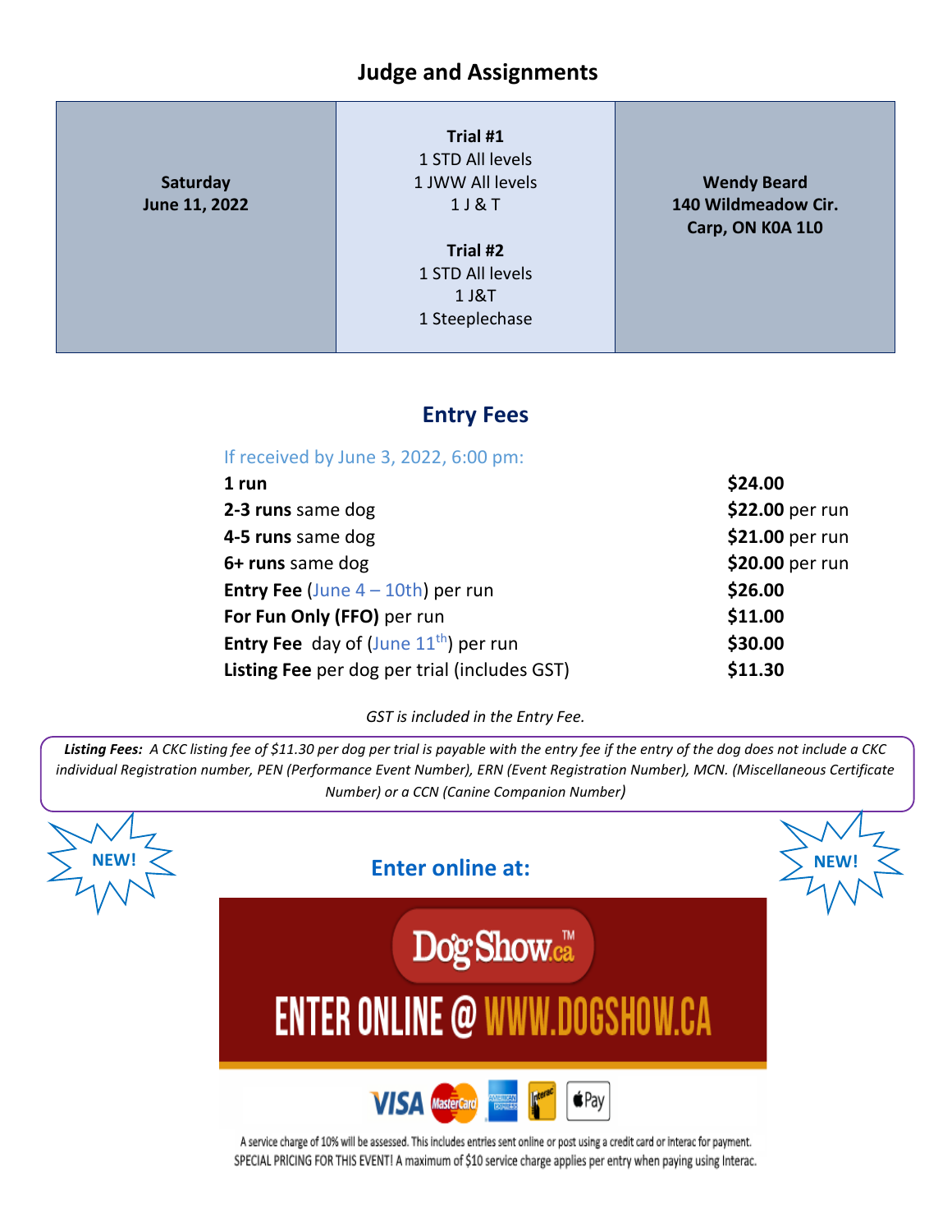## Judge and Assignments

| | | |
|---|---|---|
| **Saturday**<br>**June 11, 2022** | **Trial #1**<br>1 STD All levels<br>1 JWW All levels<br>1 J & T<br><br>**Trial #2**<br>1 STD All levels<br>1 J&T<br>1 Steeplechase | **Wendy Beard**<br>**140 Wildmeadow Cir.**<br>**Carp, ON K0A 1L0** |

## Entry Fees

If received by June 3, 2022, 6:00 pm:

| | |
|---|---|
| **1 run** | **$24.00** |
| **2-3 runs** same dog | **$22.00** per run |
| **4-5 runs** same dog | **$21.00** per run |
| **6+ runs** same dog | **$20.00** per run |
| **Entry Fee** (June 4 – 10th) per run | **$26.00** |
| **For Fun Only (FFO)** per run | **$11.00** |
| **Entry Fee** day of (June 11th) per run | **$30.00** |
| **Listing Fee** per dog per trial (includes GST) | **$11.30** |

*GST is included in the Entry Fee.*

***Listing Fees:*** *A CKC listing fee of $11.30 per dog per trial is payable with the entry fee if the entry of the dog does not include a CKC individual Registration number, PEN (Performance Event Number), ERN (Event Registration Number), MCN. (Miscellaneous Certificate Number) or a CCN (Canine Companion Number)*

NEW! NEW!

### Enter online at:

DogShow.ca™

ENTER ONLINE @ WWW.DOGSHOW.CA

VISA MasterCard American Express Interac Apple Pay

A service charge of 10% will be assessed. This includes entries sent online or post using a credit card or interac for payment. SPECIAL PRICING FOR THIS EVENT! A maximum of $10 service charge applies per entry when paying using Interac.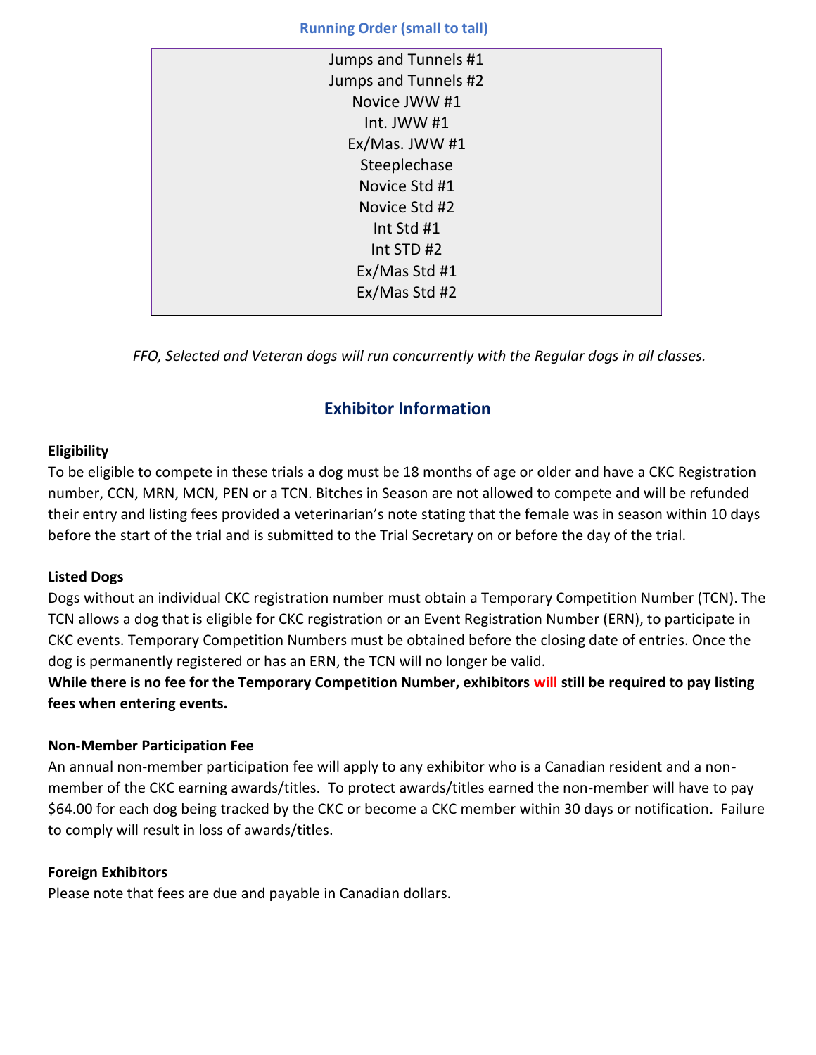### Running Order (small to tall)

Jumps and Tunnels #1
Jumps and Tunnels #2
Novice JWW #1
Int. JWW #1
Ex/Mas. JWW #1
Steeplechase
Novice Std #1
Novice Std #2
Int Std #1
Int STD #2
Ex/Mas Std #1
Ex/Mas Std #2

*FFO, Selected and Veteran dogs will run concurrently with the Regular dogs in all classes.*

## Exhibitor Information

**Eligibility**

To be eligible to compete in these trials a dog must be 18 months of age or older and have a CKC Registration number, CCN, MRN, MCN, PEN or a TCN. Bitches in Season are not allowed to compete and will be refunded their entry and listing fees provided a veterinarian's note stating that the female was in season within 10 days before the start of the trial and is submitted to the Trial Secretary on or before the day of the trial.

**Listed Dogs**

Dogs without an individual CKC registration number must obtain a Temporary Competition Number (TCN). The TCN allows a dog that is eligible for CKC registration or an Event Registration Number (ERN), to participate in CKC events. Temporary Competition Numbers must be obtained before the closing date of entries. Once the dog is permanently registered or has an ERN, the TCN will no longer be valid.

**While there is no fee for the Temporary Competition Number, exhibitors will still be required to pay listing fees when entering events.**

**Non-Member Participation Fee**

An annual non-member participation fee will apply to any exhibitor who is a Canadian resident and a non-member of the CKC earning awards/titles. To protect awards/titles earned the non-member will have to pay $64.00 for each dog being tracked by the CKC or become a CKC member within 30 days or notification. Failure to comply will result in loss of awards/titles.

**Foreign Exhibitors**

Please note that fees are due and payable in Canadian dollars.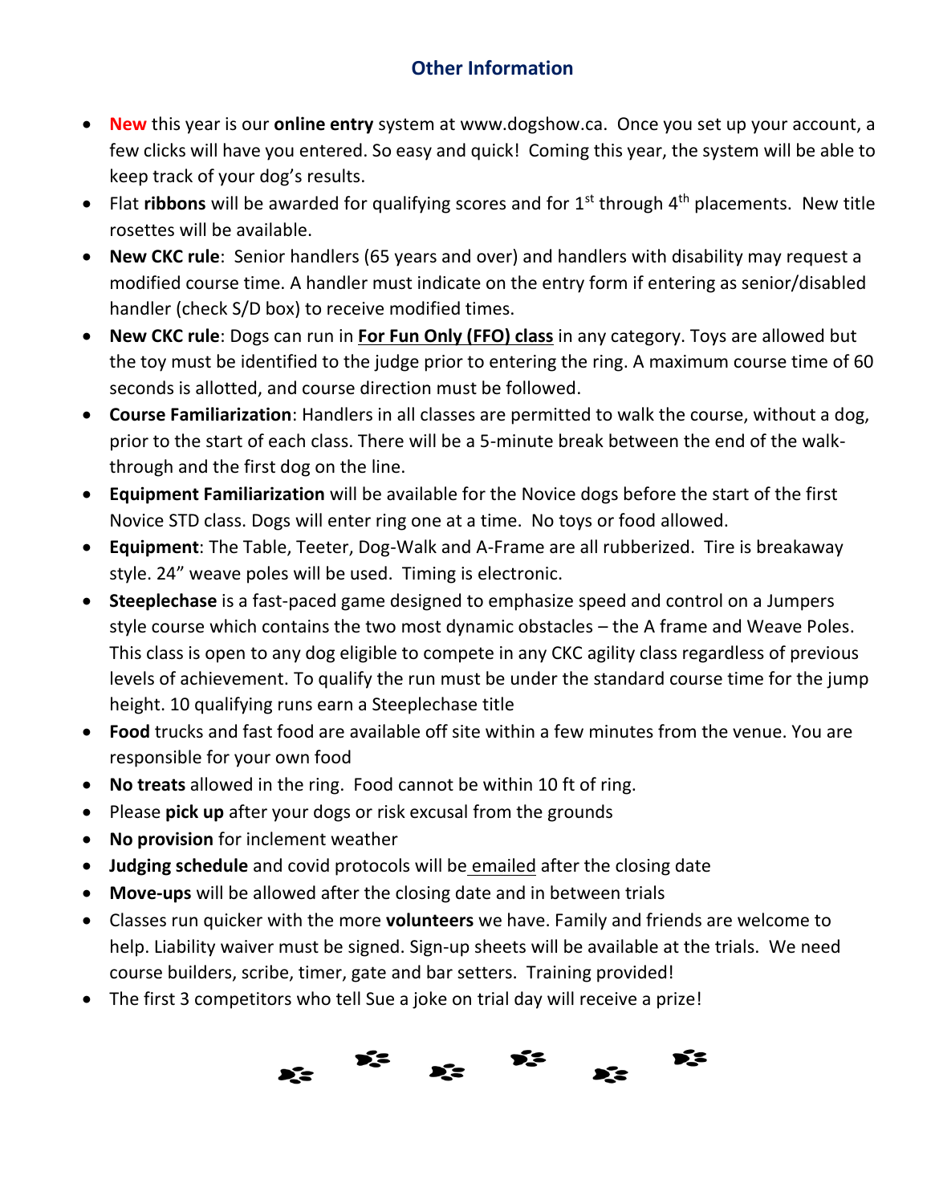## Other Information

- **New** this year is our **online entry** system at www.dogshow.ca. Once you set up your account, a few clicks will have you entered. So easy and quick! Coming this year, the system will be able to keep track of your dog's results.
- Flat **ribbons** will be awarded for qualifying scores and for 1st through 4th placements. New title rosettes will be available.
- **New CKC rule**: Senior handlers (65 years and over) and handlers with disability may request a modified course time. A handler must indicate on the entry form if entering as senior/disabled handler (check S/D box) to receive modified times.
- **New CKC rule**: Dogs can run in **For Fun Only (FFO) class** in any category. Toys are allowed but the toy must be identified to the judge prior to entering the ring. A maximum course time of 60 seconds is allotted, and course direction must be followed.
- **Course Familiarization**: Handlers in all classes are permitted to walk the course, without a dog, prior to the start of each class. There will be a 5-minute break between the end of the walk-through and the first dog on the line.
- **Equipment Familiarization** will be available for the Novice dogs before the start of the first Novice STD class. Dogs will enter ring one at a time. No toys or food allowed.
- **Equipment**: The Table, Teeter, Dog-Walk and A-Frame are all rubberized. Tire is breakaway style. 24" weave poles will be used. Timing is electronic.
- **Steeplechase** is a fast-paced game designed to emphasize speed and control on a Jumpers style course which contains the two most dynamic obstacles – the A frame and Weave Poles. This class is open to any dog eligible to compete in any CKC agility class regardless of previous levels of achievement. To qualify the run must be under the standard course time for the jump height. 10 qualifying runs earn a Steeplechase title
- **Food** trucks and fast food are available off site within a few minutes from the venue. You are responsible for your own food
- **No treats** allowed in the ring. Food cannot be within 10 ft of ring.
- Please **pick up** after your dogs or risk excusal from the grounds
- **No provision** for inclement weather
- **Judging schedule** and covid protocols will be emailed after the closing date
- **Move-ups** will be allowed after the closing date and in between trials
- Classes run quicker with the more **volunteers** we have. Family and friends are welcome to help. Liability waiver must be signed. Sign-up sheets will be available at the trials. We need course builders, scribe, timer, gate and bar setters. Training provided!
- The first 3 competitors who tell Sue a joke on trial day will receive a prize!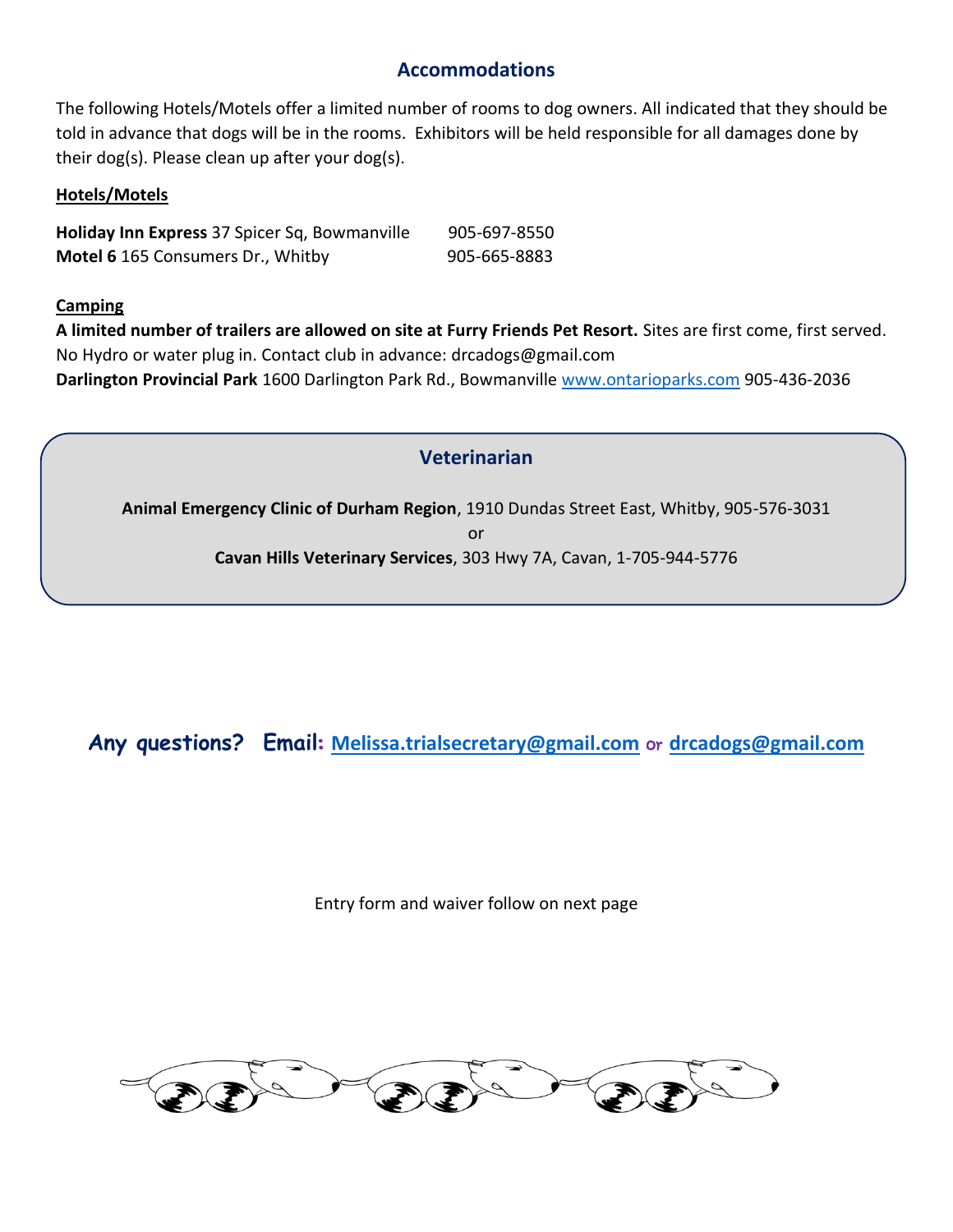## Accommodations

The following Hotels/Motels offer a limited number of rooms to dog owners. All indicated that they should be told in advance that dogs will be in the rooms. Exhibitors will be held responsible for all damages done by their dog(s). Please clean up after your dog(s).

**Hotels/Motels**

**Holiday Inn Express** 37 Spicer Sq, Bowmanville 905-697-8550
**Motel 6** 165 Consumers Dr., Whitby 905-665-8883

**Camping**

**A limited number of trailers are allowed on site at Furry Friends Pet Resort.** Sites are first come, first served. No Hydro or water plug in. Contact club in advance: drcadogs@gmail.com
**Darlington Provincial Park** 1600 Darlington Park Rd., Bowmanville www.ontarioparks.com 905-436-2036

## Veterinarian

**Animal Emergency Clinic of Durham Region**, 1910 Dundas Street East, Whitby, 905-576-3031
or
**Cavan Hills Veterinary Services**, 303 Hwy 7A, Cavan, 1-705-944-5776

**Any questions? Email: Melissa.trialsecretary@gmail.com or drcadogs@gmail.com**

Entry form and waiver follow on next page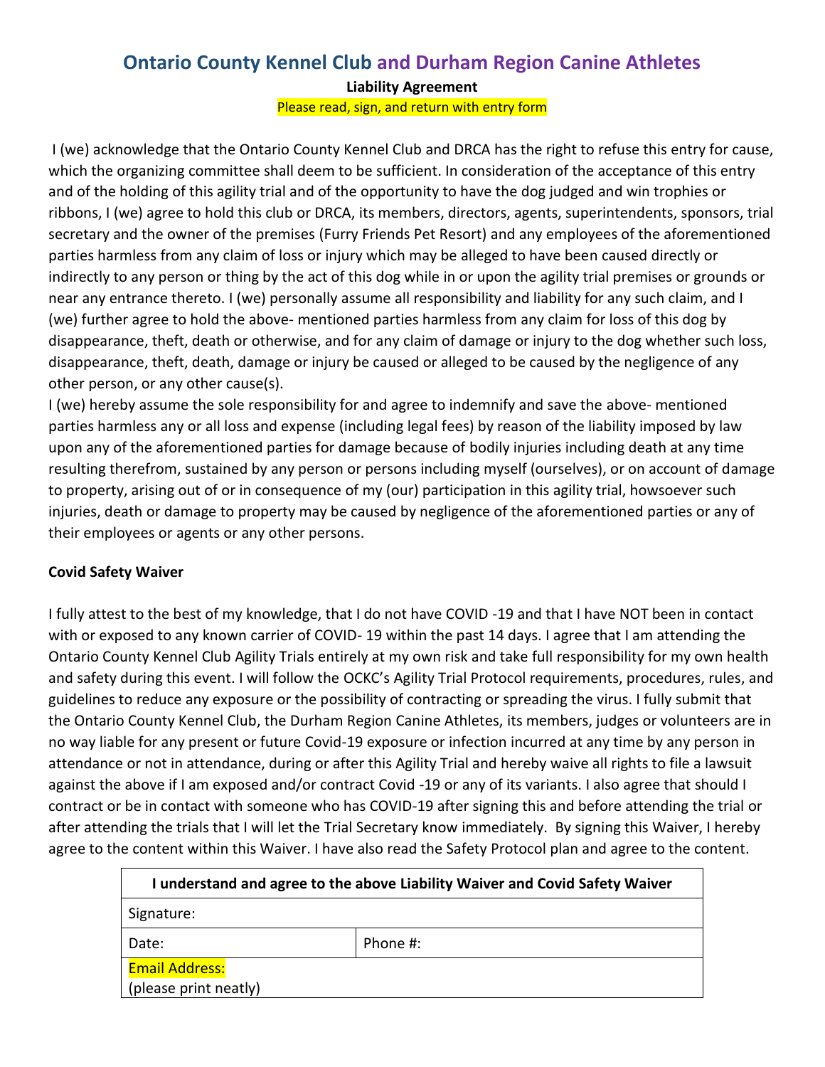# Ontario County Kennel Club and Durham Region Canine Athletes

**Liability Agreement**

Please read, sign, and return with entry form

I (we) acknowledge that the Ontario County Kennel Club and DRCA has the right to refuse this entry for cause, which the organizing committee shall deem to be sufficient. In consideration of the acceptance of this entry and of the holding of this agility trial and of the opportunity to have the dog judged and win trophies or ribbons, I (we) agree to hold this club or DRCA, its members, directors, agents, superintendents, sponsors, trial secretary and the owner of the premises (Furry Friends Pet Resort) and any employees of the aforementioned parties harmless from any claim of loss or injury which may be alleged to have been caused directly or indirectly to any person or thing by the act of this dog while in or upon the agility trial premises or grounds or near any entrance thereto. I (we) personally assume all responsibility and liability for any such claim, and I (we) further agree to hold the above- mentioned parties harmless from any claim for loss of this dog by disappearance, theft, death or otherwise, and for any claim of damage or injury to the dog whether such loss, disappearance, theft, death, damage or injury be caused or alleged to be caused by the negligence of any other person, or any other cause(s).

I (we) hereby assume the sole responsibility for and agree to indemnify and save the above- mentioned parties harmless any or all loss and expense (including legal fees) by reason of the liability imposed by law upon any of the aforementioned parties for damage because of bodily injuries including death at any time resulting therefrom, sustained by any person or persons including myself (ourselves), or on account of damage to property, arising out of or in consequence of my (our) participation in this agility trial, howsoever such injuries, death or damage to property may be caused by negligence of the aforementioned parties or any of their employees or agents or any other persons.

**Covid Safety Waiver**

I fully attest to the best of my knowledge, that I do not have COVID -19 and that I have NOT been in contact with or exposed to any known carrier of COVID- 19 within the past 14 days. I agree that I am attending the Ontario County Kennel Club Agility Trials entirely at my own risk and take full responsibility for my own health and safety during this event. I will follow the OCKC's Agility Trial Protocol requirements, procedures, rules, and guidelines to reduce any exposure or the possibility of contracting or spreading the virus. I fully submit that the Ontario County Kennel Club, the Durham Region Canine Athletes, its members, judges or volunteers are in no way liable for any present or future Covid-19 exposure or infection incurred at any time by any person in attendance or not in attendance, during or after this Agility Trial and hereby waive all rights to file a lawsuit against the above if I am exposed and/or contract Covid -19 or any of its variants. I also agree that should I contract or be in contact with someone who has COVID-19 after signing this and before attending the trial or after attending the trials that I will let the Trial Secretary know immediately. By signing this Waiver, I hereby agree to the content within this Waiver. I have also read the Safety Protocol plan and agree to the content.

| **I understand and agree to the above Liability Waiver and Covid Safety Waiver** | |
|---|---|
| Signature: | |
| Date: | Phone #: |
| Email Address: (please print neatly) | |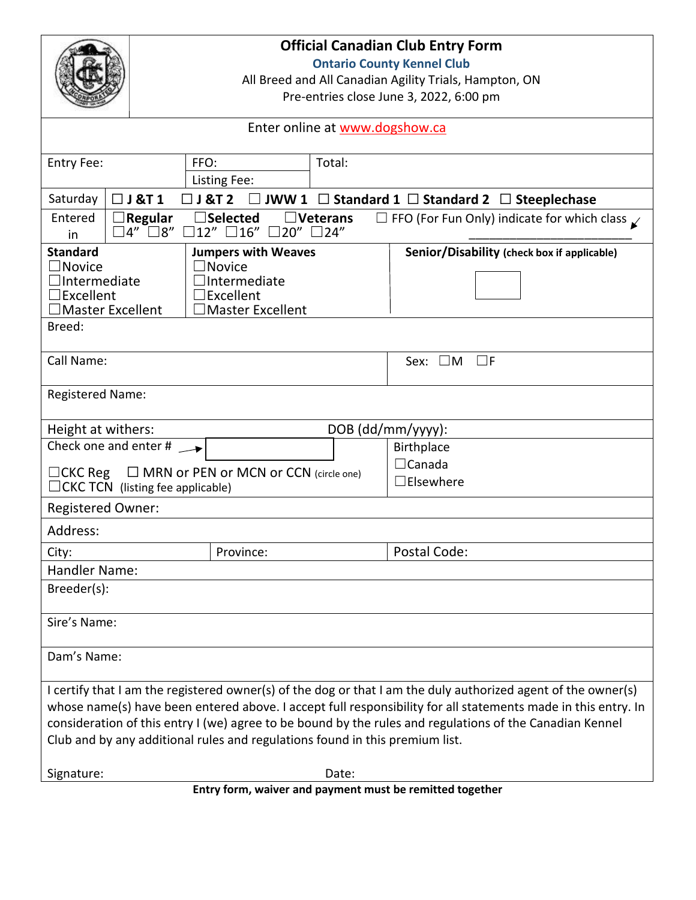# Official Canadian Club Entry Form

**Ontario County Kennel Club**

All Breed and All Canadian Agility Trials, Hampton, ON

Pre-entries close June 3, 2022, 6:00 pm

Enter online at www.dogshow.ca

| | | |
|---|---|---|
| Entry Fee: | FFO: | Total: |
| | Listing Fee: | |

Saturday ☐ **J &T 1** ☐ **J &T 2** ☐ **JWW 1** ☐ **Standard 1** ☐ **Standard 2** ☐ **Steeplechase**

Entered in ☐**Regular** ☐**Selected** ☐**Veterans** ☐ FFO (For Fun Only) indicate for which class ________________________

☐4" ☐8" ☐12" ☐16" ☐20" ☐24"

| **Standard** | **Jumpers with Weaves** | **Senior/Disability (check box if applicable)** |
|---|---|---|
| ☐Novice<br>☐Intermediate<br>☐Excellent<br>☐Master Excellent | ☐Novice<br>☐Intermediate<br>☐Excellent<br>☐Master Excellent | ☐ |

Breed:

Call Name: Sex: ☐M ☐F

Registered Name:

Height at withers: DOB (dd/mm/yyyy):

Check one and enter # → ________

☐CKC Reg ☐ MRN or PEN or MCN or CCN (circle one)

☐CKC TCN (listing fee applicable)

Birthplace

☐Canada

☐Elsewhere

Registered Owner:

Address:

City: Province: Postal Code:

Handler Name:

Breeder(s):

Sire's Name:

Dam's Name:

I certify that I am the registered owner(s) of the dog or that I am the duly authorized agent of the owner(s) whose name(s) have been entered above. I accept full responsibility for all statements made in this entry. In consideration of this entry I (we) agree to be bound by the rules and regulations of the Canadian Kennel Club and by any additional rules and regulations found in this premium list.

Signature: Date:

**Entry form, waiver and payment must be remitted together**